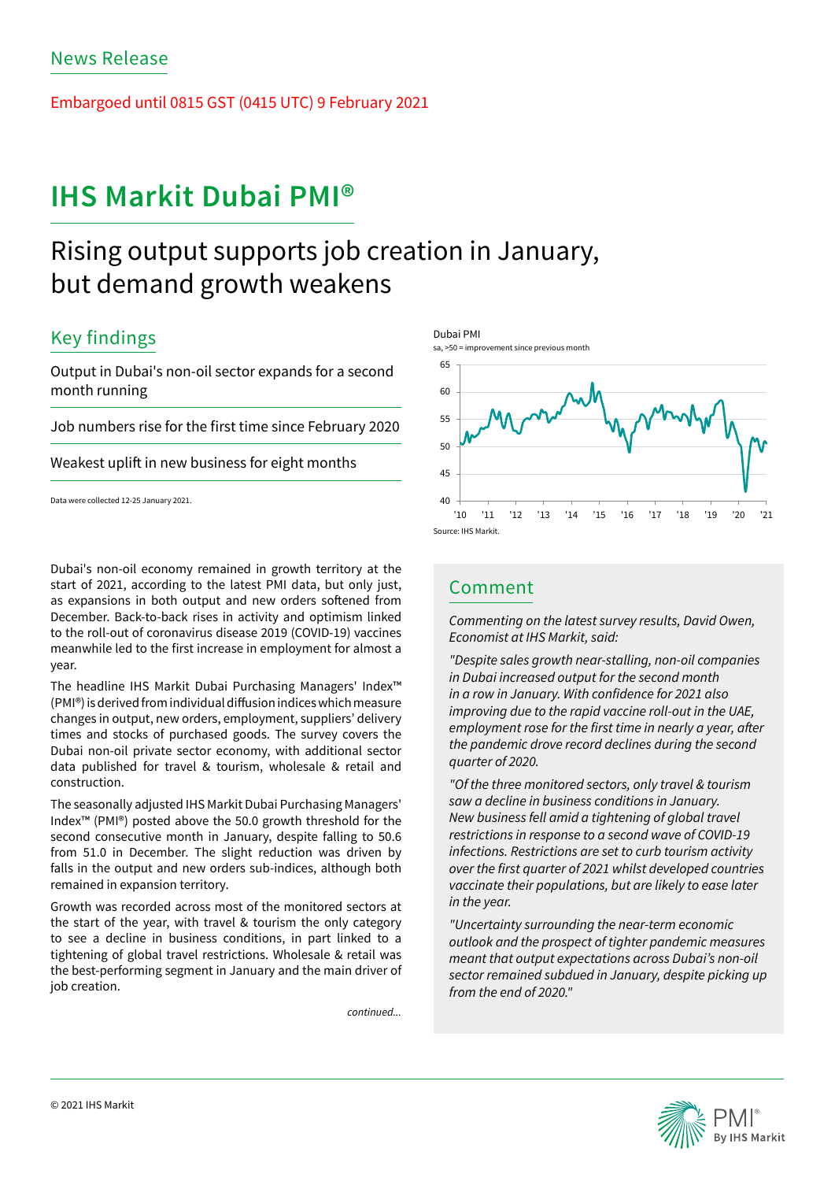News Release

Embargoed until 0815 GST (0415 UTC) 9 February 2021

# IHS Markit Dubai PMI®

## Rising output supports job creation in January, but demand growth weakens

## Key findings

Output in Dubai's non-oil sector expands for a second month running

Job numbers rise for the first time since February 2020

Weakest uplift in new business for eight months

Data were collected 12-25 January 2021.

Dubai PMI
sa, >50 = improvement since previous month

Source: IHS Markit.

Dubai's non-oil economy remained in growth territory at the start of 2021, according to the latest PMI data, but only just, as expansions in both output and new orders softened from December. Back-to-back rises in activity and optimism linked to the roll-out of coronavirus disease 2019 (COVID-19) vaccines meanwhile led to the first increase in employment for almost a year.

The headline IHS Markit Dubai Purchasing Managers' Index™ (PMI®) is derived from individual diffusion indices which measure changes in output, new orders, employment, suppliers' delivery times and stocks of purchased goods. The survey covers the Dubai non-oil private sector economy, with additional sector data published for travel & tourism, wholesale & retail and construction.

The seasonally adjusted IHS Markit Dubai Purchasing Managers' Index™ (PMI®) posted above the 50.0 growth threshold for the second consecutive month in January, despite falling to 50.6 from 51.0 in December. The slight reduction was driven by falls in the output and new orders sub-indices, although both remained in expansion territory.

Growth was recorded across most of the monitored sectors at the start of the year, with travel & tourism the only category to see a decline in business conditions, in part linked to a tightening of global travel restrictions. Wholesale & retail was the best-performing segment in January and the main driver of job creation.

*continued...*

## Comment

*Commenting on the latest survey results, David Owen, Economist at IHS Markit, said:*

*"Despite sales growth near-stalling, non-oil companies in Dubai increased output for the second month in a row in January. With confidence for 2021 also improving due to the rapid vaccine roll-out in the UAE, employment rose for the first time in nearly a year, after the pandemic drove record declines during the second quarter of 2020.*

*"Of the three monitored sectors, only travel & tourism saw a decline in business conditions in January. New business fell amid a tightening of global travel restrictions in response to a second wave of COVID-19 infections. Restrictions are set to curb tourism activity over the first quarter of 2021 whilst developed countries vaccinate their populations, but are likely to ease later in the year.*

*"Uncertainty surrounding the near-term economic outlook and the prospect of tighter pandemic measures meant that output expectations across Dubai's non-oil sector remained subdued in January, despite picking up from the end of 2020."*

© 2021 IHS Markit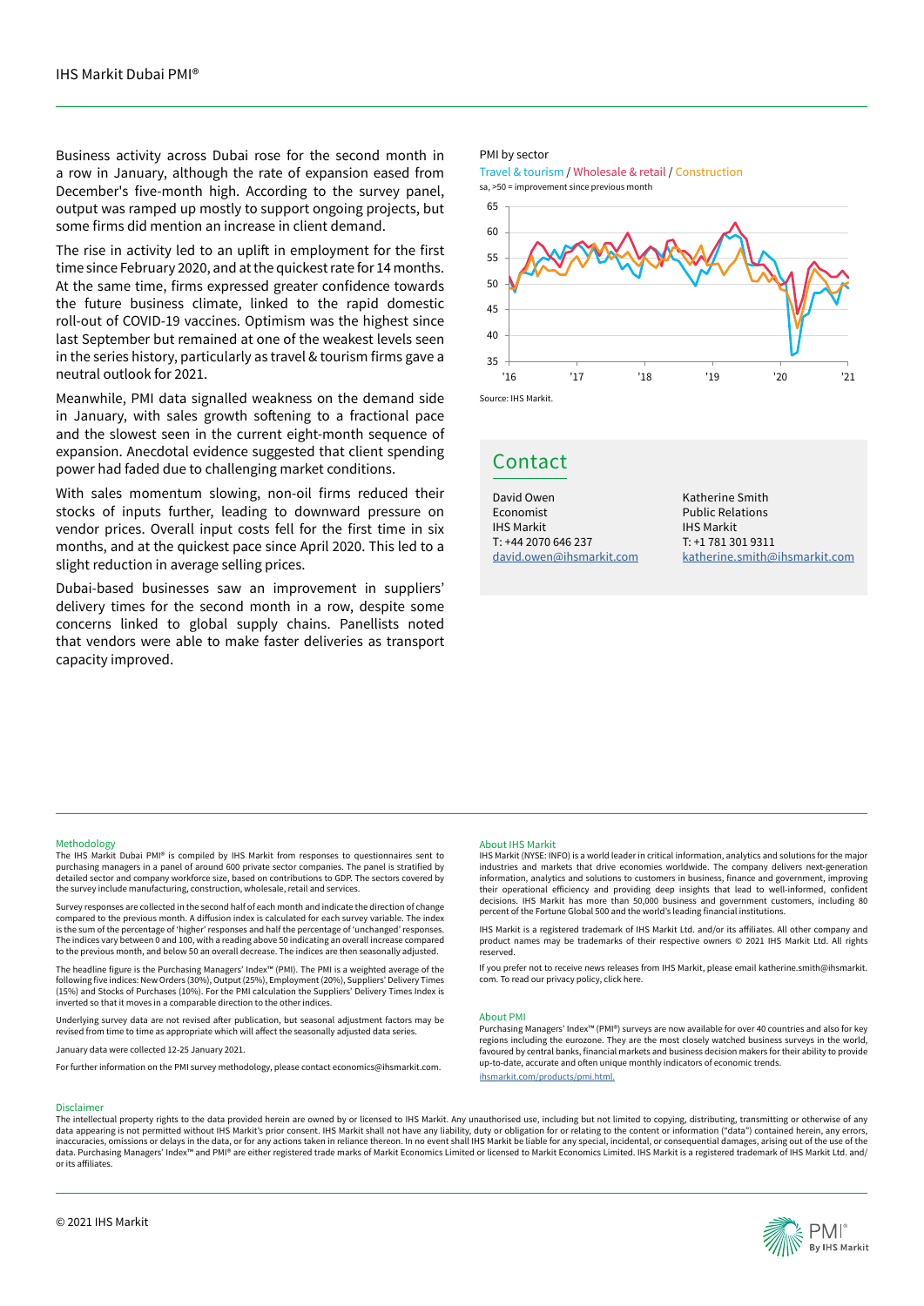Business activity across Dubai rose for the second month in a row in January, although the rate of expansion eased from December's five-month high. According to the survey panel, output was ramped up mostly to support ongoing projects, but some firms did mention an increase in client demand.

The rise in activity led to an uplift in employment for the first time since February 2020, and at the quickest rate for 14 months. At the same time, firms expressed greater confidence towards the future business climate, linked to the rapid domestic roll-out of COVID-19 vaccines. Optimism was the highest since last September but remained at one of the weakest levels seen in the series history, particularly as travel & tourism firms gave a neutral outlook for 2021.

Meanwhile, PMI data signalled weakness on the demand side in January, with sales growth softening to a fractional pace and the slowest seen in the current eight-month sequence of expansion. Anecdotal evidence suggested that client spending power had faded due to challenging market conditions.

With sales momentum slowing, non-oil firms reduced their stocks of inputs further, leading to downward pressure on vendor prices. Overall input costs fell for the first time in six months, and at the quickest pace since April 2020. This led to a slight reduction in average selling prices.

Dubai-based businesses saw an improvement in suppliers' delivery times for the second month in a row, despite some concerns linked to global supply chains. Panellists noted that vendors were able to make faster deliveries as transport capacity improved.

PMI by sector

Travel & tourism / Wholesale & retail / Construction

sa, >50 = improvement since previous month

65
60
55
50
45
40
35

'16 '17 '18 '19 '20 '21

Source: IHS Markit.

## Contact

David Owen
Economist
IHS Markit
T: +44 2070 646 237
david.owen@ihsmarkit.com

Katherine Smith
Public Relations
IHS Markit
T: +1 781 301 9311
katherine.smith@ihsmarkit.com

### Methodology

The IHS Markit Dubai PMI® is compiled by IHS Markit from responses to questionnaires sent to purchasing managers in a panel of around 600 private sector companies. The panel is stratified by detailed sector and company workforce size, based on contributions to GDP. The sectors covered by the survey include manufacturing, construction, wholesale, retail and services.

Survey responses are collected in the second half of each month and indicate the direction of change compared to the previous month. A diffusion index is calculated for each survey variable. The index is the sum of the percentage of 'higher' responses and half the percentage of 'unchanged' responses. The indices vary between 0 and 100, with a reading above 50 indicating an overall increase compared to the previous month, and below 50 an overall decrease. The indices are then seasonally adjusted.

The headline figure is the Purchasing Managers' Index™ (PMI). The PMI is a weighted average of the following five indices: New Orders (30%), Output (25%), Employment (20%), Suppliers' Delivery Times (15%) and Stocks of Purchases (10%). For the PMI calculation the Suppliers' Delivery Times Index is inverted so that it moves in a comparable direction to the other indices.

Underlying survey data are not revised after publication, but seasonal adjustment factors may be revised from time to time as appropriate which will affect the seasonally adjusted data series.

January data were collected 12-25 January 2021.

For further information on the PMI survey methodology, please contact economics@ihsmarkit.com.

### About IHS Markit

IHS Markit (NYSE: INFO) is a world leader in critical information, analytics and solutions for the major industries and markets that drive economies worldwide. The company delivers next-generation information, analytics and solutions to customers in business, finance and government, improving their operational efficiency and providing deep insights that lead to well-informed, confident decisions. IHS Markit has more than 50,000 business and government customers, including 80 percent of the Fortune Global 500 and the world's leading financial institutions.

IHS Markit is a registered trademark of IHS Markit Ltd. and/or its affiliates. All other company and product names may be trademarks of their respective owners © 2021 IHS Markit Ltd. All rights reserved.

If you prefer not to receive news releases from IHS Markit, please email katherine.smith@ihsmarkit.com. To read our privacy policy, click here.

### About PMI

Purchasing Managers' Index™ (PMI®) surveys are now available for over 40 countries and also for key regions including the eurozone. They are the most closely watched business surveys in the world, favoured by central banks, financial markets and business decision makers for their ability to provide up-to-date, accurate and often unique monthly indicators of economic trends.

ihsmarkit.com/products/pmi.html.

### Disclaimer

The intellectual property rights to the data provided herein are owned by or licensed to IHS Markit. Any unauthorised use, including but not limited to copying, distributing, transmitting or otherwise of any data appearing is not permitted without IHS Markit's prior consent. IHS Markit shall not have any liability, duty or obligation for or relating to the content or information ("data") contained herein, any errors, inaccuracies, omissions or delays in the data, or for any actions taken in reliance thereon. In no event shall IHS Markit be liable for any special, incidental, or consequential damages, arising out of the use of the data. Purchasing Managers' Index™ and PMI® are either registered trade marks of Markit Economics Limited or licensed to Markit Economics Limited. IHS Markit is a registered trademark of IHS Markit Ltd. and/or its affiliates.

© 2021 IHS Markit